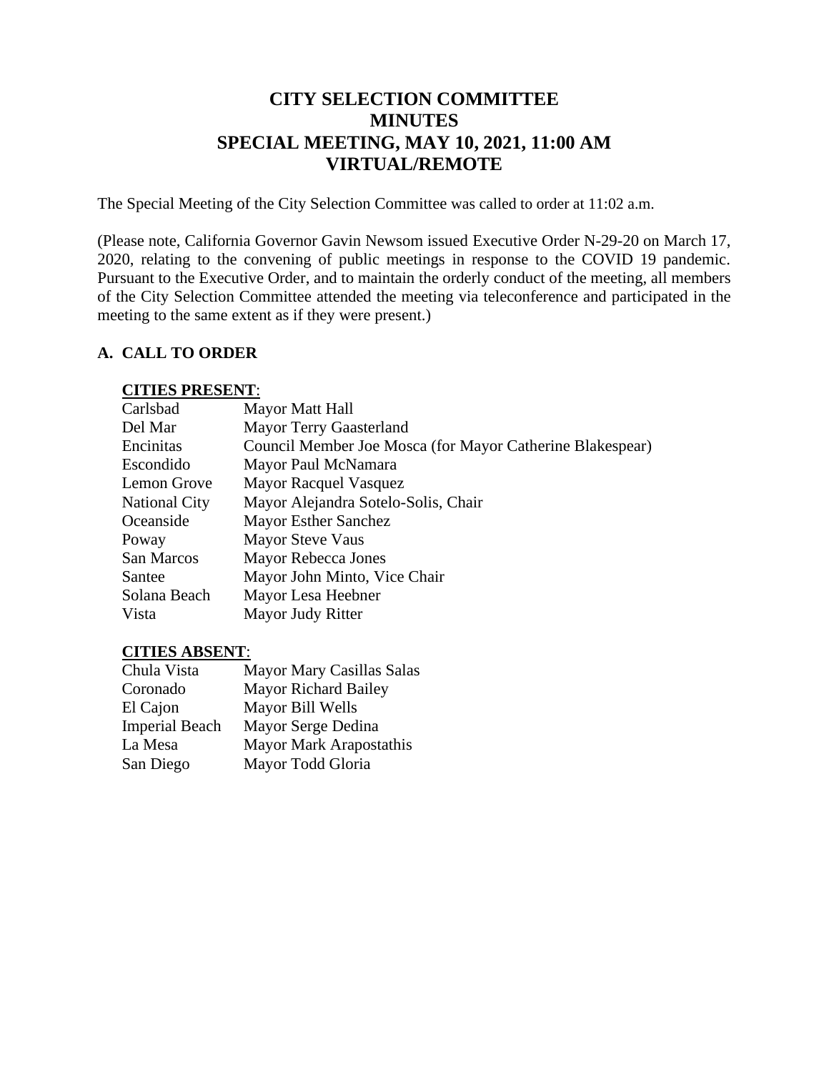# CITY SELECTION COMMITTEE
# MINUTES
# SPECIAL MEETING, MAY 10, 2021, 11:00 AM
# VIRTUAL/REMOTE

The Special Meeting of the City Selection Committee was called to order at 11:02 a.m.

(Please note, California Governor Gavin Newsom issued Executive Order N-29-20 on March 17, 2020, relating to the convening of public meetings in response to the COVID 19 pandemic. Pursuant to the Executive Order, and to maintain the orderly conduct of the meeting, all members of the City Selection Committee attended the meeting via teleconference and participated in the meeting to the same extent as if they were present.)

## A. CALL TO ORDER

**CITIES PRESENT**:

| | |
|---|---|
| Carlsbad | Mayor Matt Hall |
| Del Mar | Mayor Terry Gaasterland |
| Encinitas | Council Member Joe Mosca (for Mayor Catherine Blakespear) |
| Escondido | Mayor Paul McNamara |
| Lemon Grove | Mayor Racquel Vasquez |
| National City | Mayor Alejandra Sotelo-Solis, Chair |
| Oceanside | Mayor Esther Sanchez |
| Poway | Mayor Steve Vaus |
| San Marcos | Mayor Rebecca Jones |
| Santee | Mayor John Minto, Vice Chair |
| Solana Beach | Mayor Lesa Heebner |
| Vista | Mayor Judy Ritter |

**CITIES ABSENT**:

| | |
|---|---|
| Chula Vista | Mayor Mary Casillas Salas |
| Coronado | Mayor Richard Bailey |
| El Cajon | Mayor Bill Wells |
| Imperial Beach | Mayor Serge Dedina |
| La Mesa | Mayor Mark Arapostathis |
| San Diego | Mayor Todd Gloria |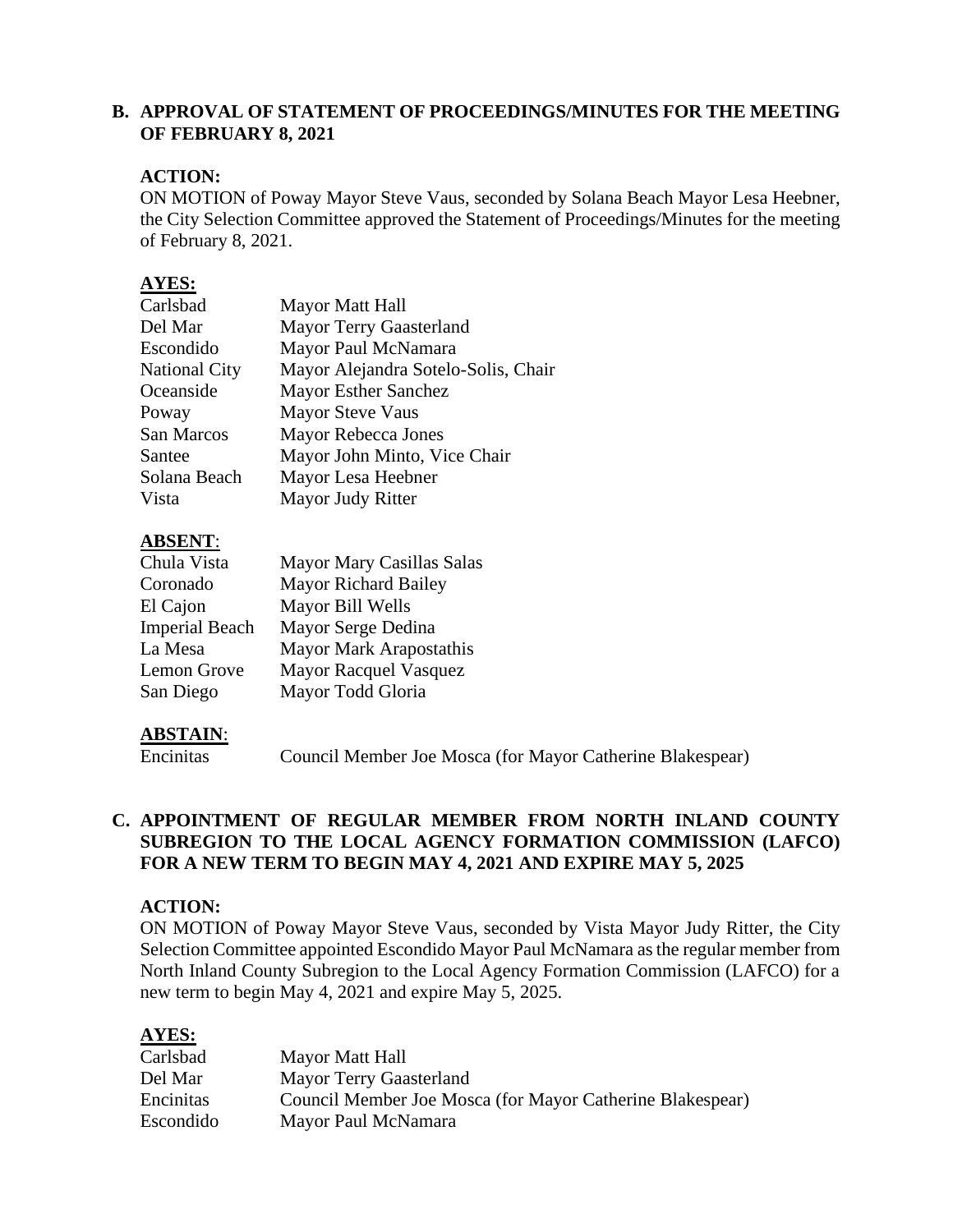## B. APPROVAL OF STATEMENT OF PROCEEDINGS/MINUTES FOR THE MEETING OF FEBRUARY 8, 2021

**ACTION:**

ON MOTION of Poway Mayor Steve Vaus, seconded by Solana Beach Mayor Lesa Heebner, the City Selection Committee approved the Statement of Proceedings/Minutes for the meeting of February 8, 2021.

**AYES:**

| | |
|---|---|
| Carlsbad | Mayor Matt Hall |
| Del Mar | Mayor Terry Gaasterland |
| Escondido | Mayor Paul McNamara |
| National City | Mayor Alejandra Sotelo-Solis, Chair |
| Oceanside | Mayor Esther Sanchez |
| Poway | Mayor Steve Vaus |
| San Marcos | Mayor Rebecca Jones |
| Santee | Mayor John Minto, Vice Chair |
| Solana Beach | Mayor Lesa Heebner |
| Vista | Mayor Judy Ritter |

**ABSENT**:

| | |
|---|---|
| Chula Vista | Mayor Mary Casillas Salas |
| Coronado | Mayor Richard Bailey |
| El Cajon | Mayor Bill Wells |
| Imperial Beach | Mayor Serge Dedina |
| La Mesa | Mayor Mark Arapostathis |
| Lemon Grove | Mayor Racquel Vasquez |
| San Diego | Mayor Todd Gloria |

**ABSTAIN**:

| | |
|---|---|
| Encinitas | Council Member Joe Mosca (for Mayor Catherine Blakespear) |

## C. APPOINTMENT OF REGULAR MEMBER FROM NORTH INLAND COUNTY SUBREGION TO THE LOCAL AGENCY FORMATION COMMISSION (LAFCO) FOR A NEW TERM TO BEGIN MAY 4, 2021 AND EXPIRE MAY 5, 2025

**ACTION:**

ON MOTION of Poway Mayor Steve Vaus, seconded by Vista Mayor Judy Ritter, the City Selection Committee appointed Escondido Mayor Paul McNamara as the regular member from North Inland County Subregion to the Local Agency Formation Commission (LAFCO) for a new term to begin May 4, 2021 and expire May 5, 2025.

**AYES:**

| | |
|---|---|
| Carlsbad | Mayor Matt Hall |
| Del Mar | Mayor Terry Gaasterland |
| Encinitas | Council Member Joe Mosca (for Mayor Catherine Blakespear) |
| Escondido | Mayor Paul McNamara |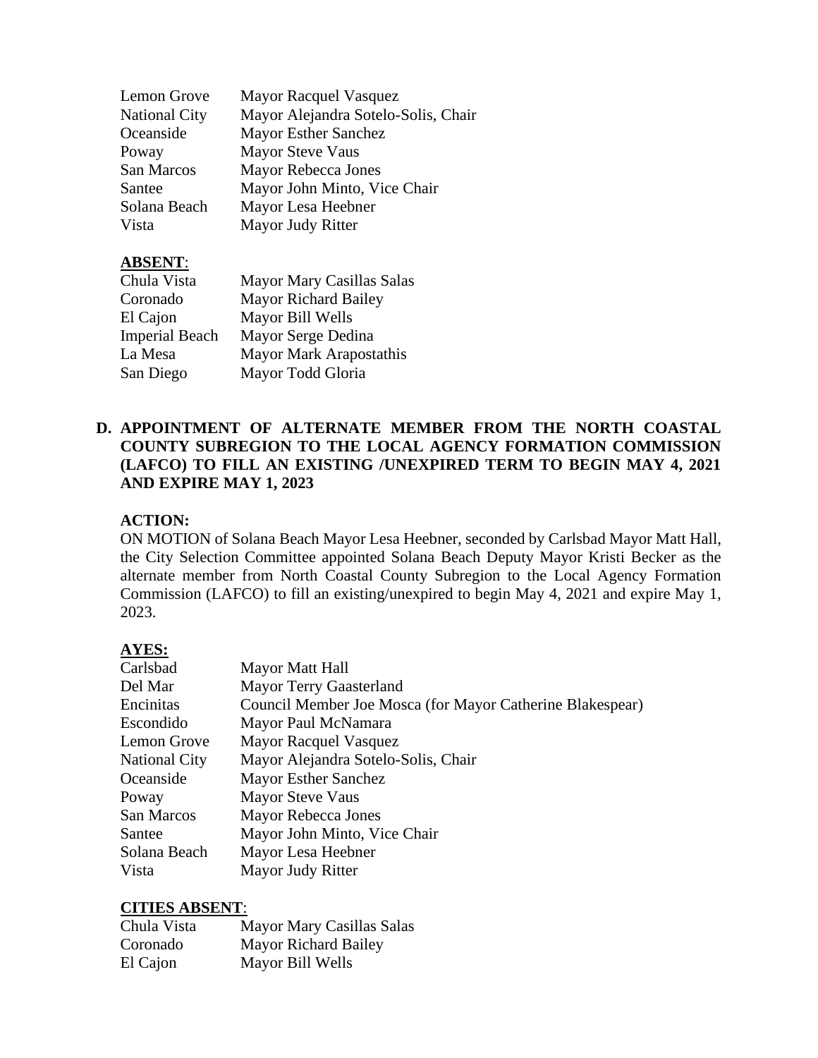| | |
|---|---|
| Lemon Grove | Mayor Racquel Vasquez |
| National City | Mayor Alejandra Sotelo-Solis, Chair |
| Oceanside | Mayor Esther Sanchez |
| Poway | Mayor Steve Vaus |
| San Marcos | Mayor Rebecca Jones |
| Santee | Mayor John Minto, Vice Chair |
| Solana Beach | Mayor Lesa Heebner |
| Vista | Mayor Judy Ritter |

**ABSENT**:

| | |
|---|---|
| Chula Vista | Mayor Mary Casillas Salas |
| Coronado | Mayor Richard Bailey |
| El Cajon | Mayor Bill Wells |
| Imperial Beach | Mayor Serge Dedina |
| La Mesa | Mayor Mark Arapostathis |
| San Diego | Mayor Todd Gloria |

**D. APPOINTMENT OF ALTERNATE MEMBER FROM THE NORTH COASTAL COUNTY SUBREGION TO THE LOCAL AGENCY FORMATION COMMISSION (LAFCO) TO FILL AN EXISTING /UNEXPIRED TERM TO BEGIN MAY 4, 2021 AND EXPIRE MAY 1, 2023**

**ACTION:**

ON MOTION of Solana Beach Mayor Lesa Heebner, seconded by Carlsbad Mayor Matt Hall, the City Selection Committee appointed Solana Beach Deputy Mayor Kristi Becker as the alternate member from North Coastal County Subregion to the Local Agency Formation Commission (LAFCO) to fill an existing/unexpired to begin May 4, 2021 and expire May 1, 2023.

**AYES:**

| | |
|---|---|
| Carlsbad | Mayor Matt Hall |
| Del Mar | Mayor Terry Gaasterland |
| Encinitas | Council Member Joe Mosca (for Mayor Catherine Blakespear) |
| Escondido | Mayor Paul McNamara |
| Lemon Grove | Mayor Racquel Vasquez |
| National City | Mayor Alejandra Sotelo-Solis, Chair |
| Oceanside | Mayor Esther Sanchez |
| Poway | Mayor Steve Vaus |
| San Marcos | Mayor Rebecca Jones |
| Santee | Mayor John Minto, Vice Chair |
| Solana Beach | Mayor Lesa Heebner |
| Vista | Mayor Judy Ritter |

**CITIES ABSENT**:

| | |
|---|---|
| Chula Vista | Mayor Mary Casillas Salas |
| Coronado | Mayor Richard Bailey |
| El Cajon | Mayor Bill Wells |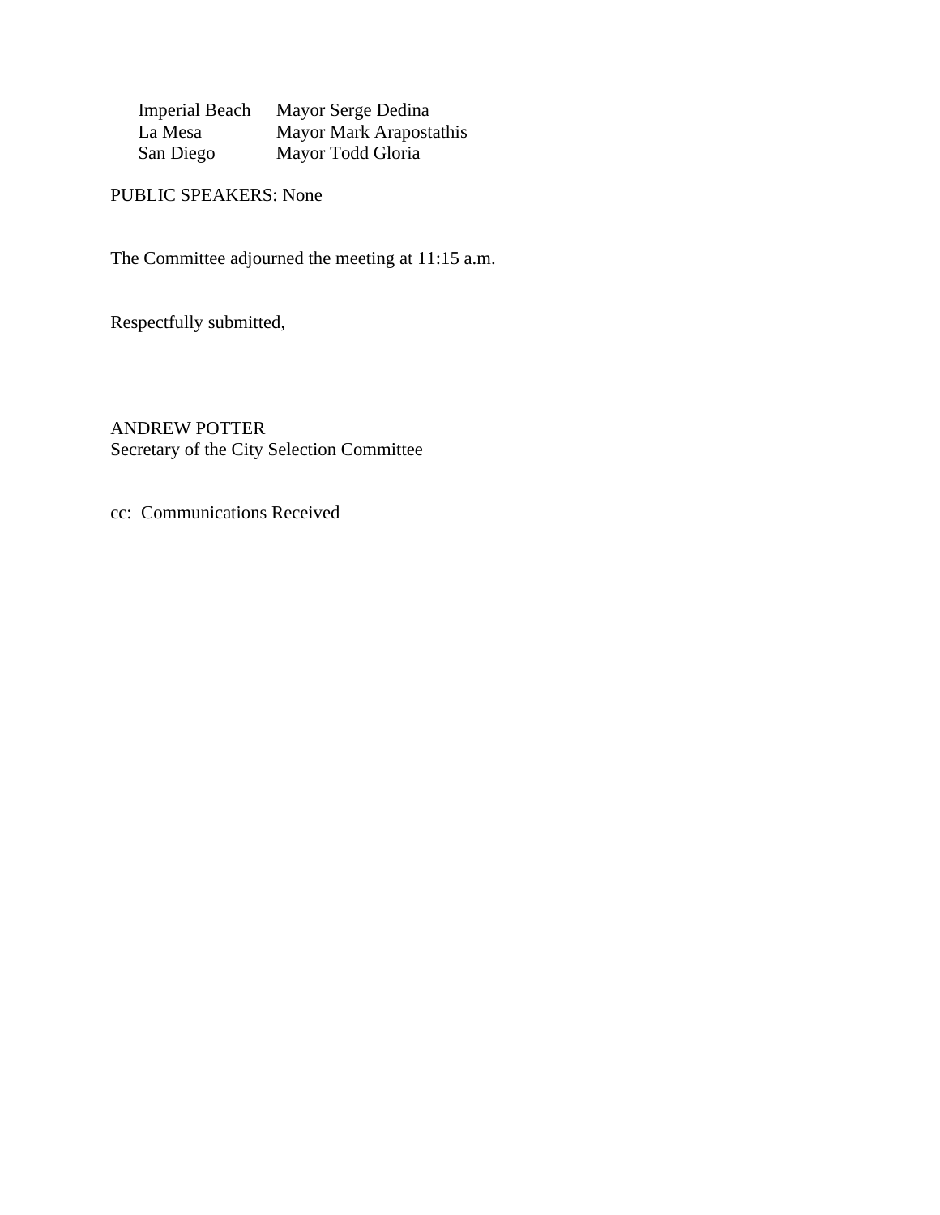| | |
|---|---|
| Imperial Beach | Mayor Serge Dedina |
| La Mesa | Mayor Mark Arapostathis |
| San Diego | Mayor Todd Gloria |

PUBLIC SPEAKERS: None

The Committee adjourned the meeting at 11:15 a.m.

Respectfully submitted,

ANDREW POTTER
Secretary of the City Selection Committee

cc: Communications Received